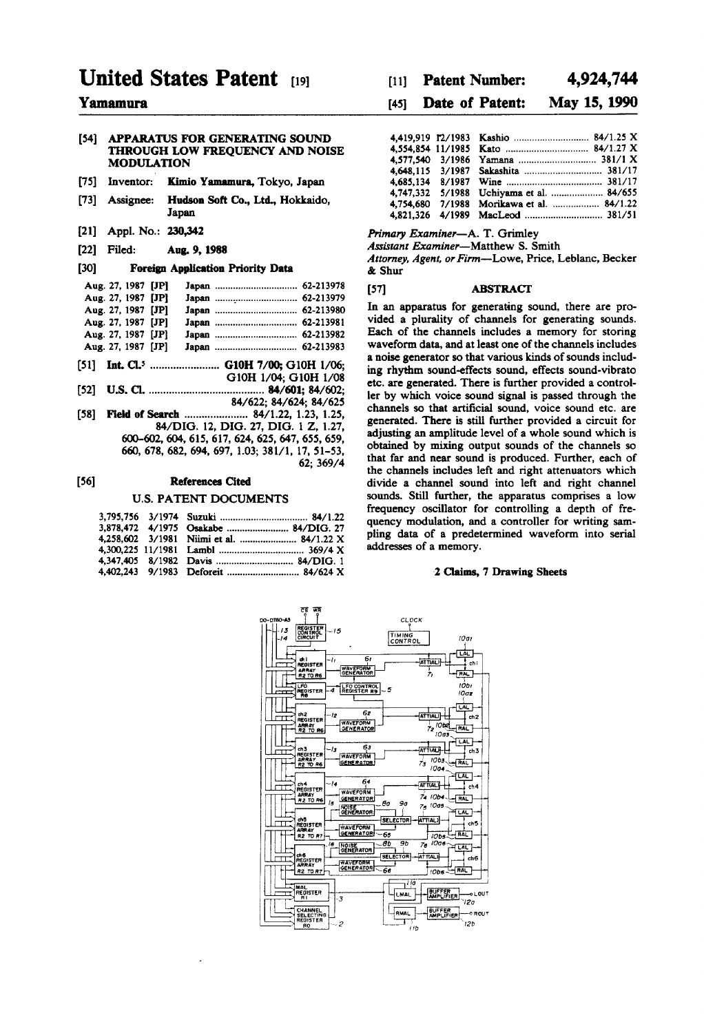# United States Patent [19]

**Yamamura**

[11] **Patent Number: 4,924,744**

[45] **Date of Patent: May 15, 1990**

[54] **APPARATUS FOR GENERATING SOUND THROUGH LOW FREQUENCY AND NOISE MODULATION**

[75] Inventor: **Kimio Yamamura**, Tokyo, Japan

[73] Assignee: **Hudson Soft Co., Ltd.**, Hokkaido, Japan

[21] Appl. No.: **230,342**

[22] Filed: **Aug. 9, 1988**

[30] **Foreign Application Priority Data**

| | | |
|---|---|---|
| Aug. 27, 1987 [JP] | Japan | 62-213978 |
| Aug. 27, 1987 [JP] | Japan | 62-213979 |
| Aug. 27, 1987 [JP] | Japan | 62-213980 |
| Aug. 27, 1987 [JP] | Japan | 62-213981 |
| Aug. 27, 1987 [JP] | Japan | 62-213982 |
| Aug. 27, 1987 [JP] | Japan | 62-213983 |

[51] **Int. Cl.**[5] ..................... **G10H 7/00; G10H 1/06; G10H 1/04; G10H 1/08**

[52] **U.S. Cl.** ..................... **84/601; 84/602; 84/622; 84/624; 84/625**

[58] **Field of Search** ..................... 84/1.22, 1.23, 1.25, 84/DIG. 12, DIG. 27, DIG. 1 Z, 1.27, 600–602, 604, 615, 617, 624, 625, 647, 655, 659, 660, 678, 682, 694, 697, 1.03; 381/1, 17, 51–53, 62; 369/4

[56] **References Cited**

U.S. PATENT DOCUMENTS

| | | | |
|---|---|---|---|
| 3,795,756 | 3/1974 | Suzuki | 84/1.22 |
| 3,878,472 | 4/1975 | Osakabe | 84/DIG. 27 |
| 4,258,602 | 3/1981 | Niimi et al. | 84/1.22 X |
| 4,300,225 | 11/1981 | Lambl | 369/4 X |
| 4,347,405 | 8/1982 | Davis | 84/DIG. 1 |
| 4,402,243 | 9/1983 | Deforeit | 84/624 X |
| 4,419,919 | 12/1983 | Kashio | 84/1.25 X |
| 4,554,854 | 11/1985 | Kato | 84/1.27 X |
| 4,577,540 | 3/1986 | Yamana | 381/1 X |
| 4,648,115 | 3/1987 | Sakashita | 381/17 |
| 4,685,134 | 8/1987 | Wine | 381/17 |
| 4,747,332 | 5/1988 | Uchiyama et al. | 84/655 |
| 4,754,680 | 7/1988 | Morikawa et al. | 84/1.22 |
| 4,821,326 | 4/1989 | MacLeod | 381/51 |

*Primary Examiner*—A. T. Grimley

*Assistant Examiner*—Matthew S. Smith

*Attorney, Agent, or Firm*—Lowe, Price, Leblanc, Becker & Shur

[57] **ABSTRACT**

In an apparatus for generating sound, there are provided a plurality of channels for generating sounds. Each of the channels includes a memory for storing waveform data, and at least one of the channels includes a noise generator so that various kinds of sounds including rhythm sound-effects sound, effects sound-vibrato etc. are generated. There is further provided a controller by which voice sound signal is passed through the channels so that artificial sound, voice sound etc. are generated. There is still further provided a circuit for adjusting an amplitude level of a whole sound which is obtained by mixing output sounds of the channels so that far and near sound is produced. Further, each of the channels includes left and right attenuators which divide a channel sound into left and right channel sounds. Still further, the apparatus comprises a low frequency oscillator for controlling a depth of frequency modulation, and a controller for writing sampling data of a predetermined waveform into serial addresses of a memory.

**2 Claims, 7 Drawing Sheets**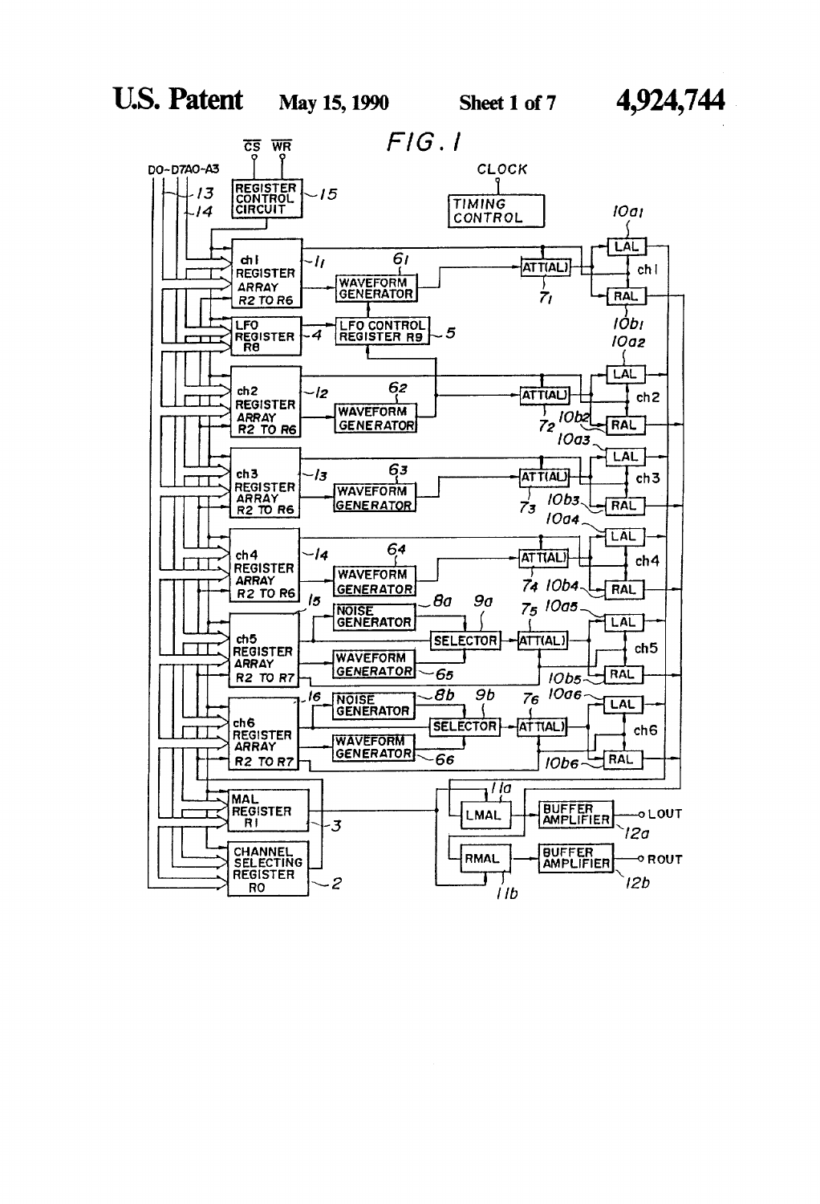FIG. 1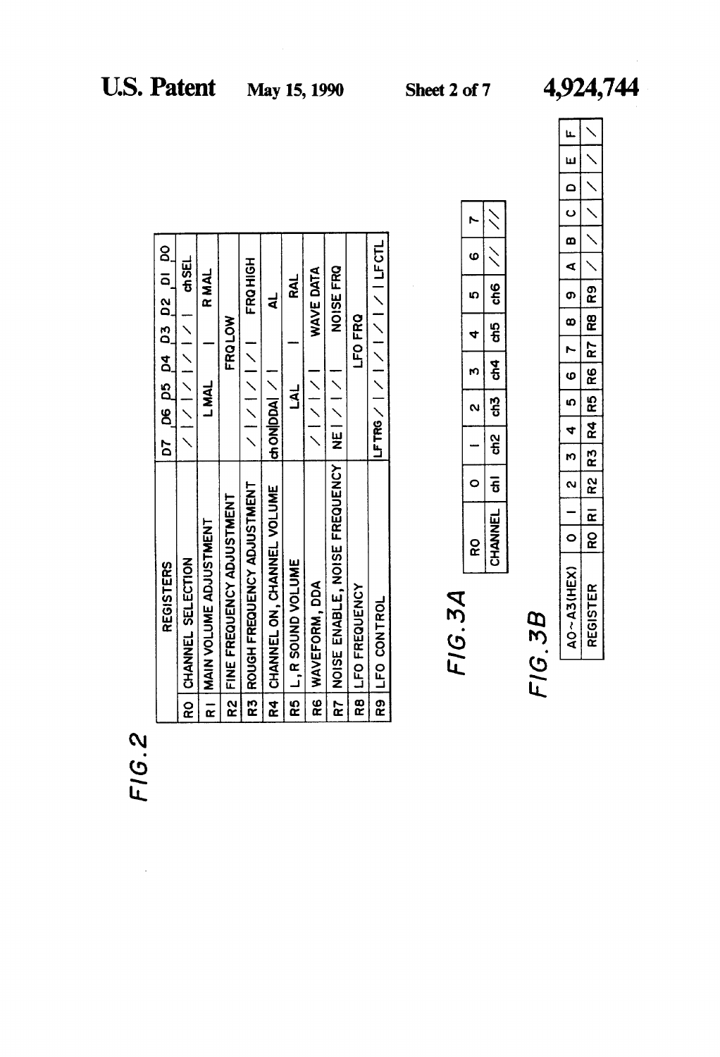FIG. 2

| | REGISTERS | D7 | D6 | D5 | D4 | D3 | D2 | D1 | D0 |
|---|---|---|---|---|---|---|---|---|---|
| R0 | CHANNEL SELECTION | / | / | / | / | / | chSEL | | |
| R1 | MAIN VOLUME ADJUSTMENT | L MAL | | | | R MAL | | | |
| R2 | FINE FREQUENCY ADJUSTMENT | FRQ LOW | | | | | | | |
| R3 | ROUGH FREQUENCY ADJUSTMENT | / | / | / | / | FRQ HIGH | | | |
| R4 | CHANNEL ON, CHANNEL VOLUME | chON | DDA | / | AL | | | | |
| R5 | L, R SOUND VOLUME | LAL | | | | RAL | | | |
| R6 | WAVEFORM, DDA | / | / | / | WAVE DATA | | | | |
| R7 | NOISE ENABLE, NOISE FREQUENCY | NE | / | / | NOISE FRQ | | | | |
| R8 | LFO FREQUENCY | LFO FRQ | | | | | | | |
| R9 | LFO CONTROL | LFTRG | / | / | / | / | / | LFCTL | |

FIG. 3A

| R0 | 0 | 1 | 2 | 3 | 4 | 5 | 6 | 7 |
|---|---|---|---|---|---|---|---|---|
| CHANNEL | ch1 | ch2 | ch3 | ch4 | ch5 | ch6 | // | // |

FIG. 3B

| A0~A3(HEX) | 0 | 1 | 2 | 3 | 4 | 5 | 6 | 7 | 8 | 9 | A | B | C | D | E | F |
|---|---|---|---|---|---|---|---|---|---|---|---|---|---|---|---|---|
| REGISTER | R0 | R1 | R2 | R3 | R4 | R5 | R6 | R7 | R8 | R9 | / | / | / | / | / | / |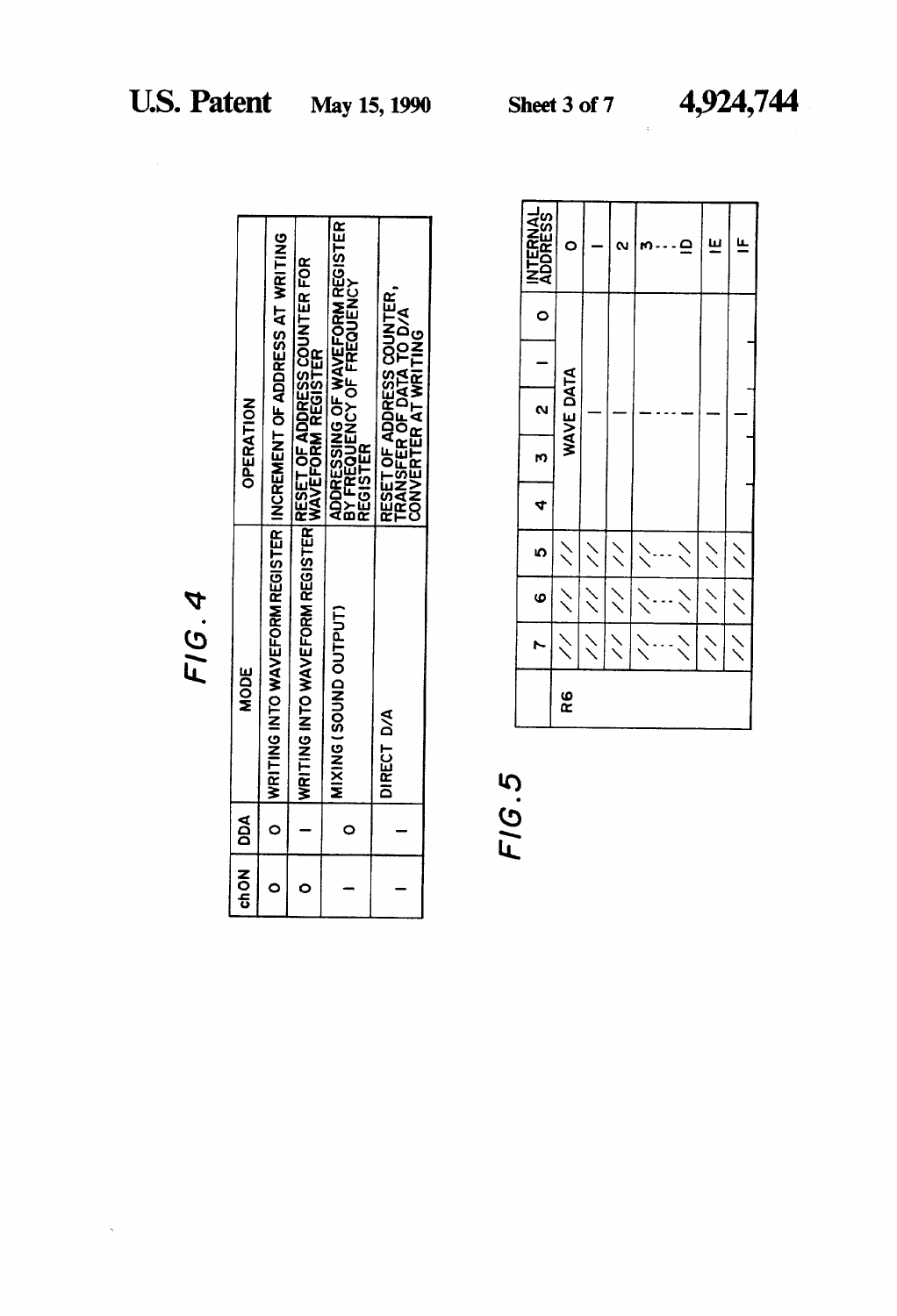FIG. 4

| chON | DDA | MODE | OPERATION |
|---|---|---|---|
| 0 | 0 | WRITING INTO WAVEFORM REGISTER | INCREMENT OF ADDRESS AT WRITING |
| 0 | 1 | WRITING INTO WAVEFORM REGISTER | RESET OF ADDRESS COUNTER FOR WAVEFORM REGISTER |
| 1 | 0 | MIXING (SOUND OUTPUT) | ADDRESSING OF WAVEFORM REGISTER BY FREQUENCY OF FREQUENCY REGISTER |
| 1 | 1 | DIRECT D/A | RESET OF ADDRESS COUNTER, TRANSFER OF DATA TO D/A CONVERTER AT WRITING |

FIG. 5

| | 7 | 6 | 5 | 4 | 3 | 2 | 1 | 0 | INTERNAL ADDRESS |
|---|---|---|---|---|---|---|---|---|---|
| R6 | / | / | / | WAVE DATA | | | | | 0 |
| | / | / | / | | | | | | 1 |
| | / | / | / | | | | | | 2 |
| | /... | /... | /... | | | | | | 3 ... D |
| | / | / | / | | | | | | 1E |
| | / | / | / | | | | | | 1F |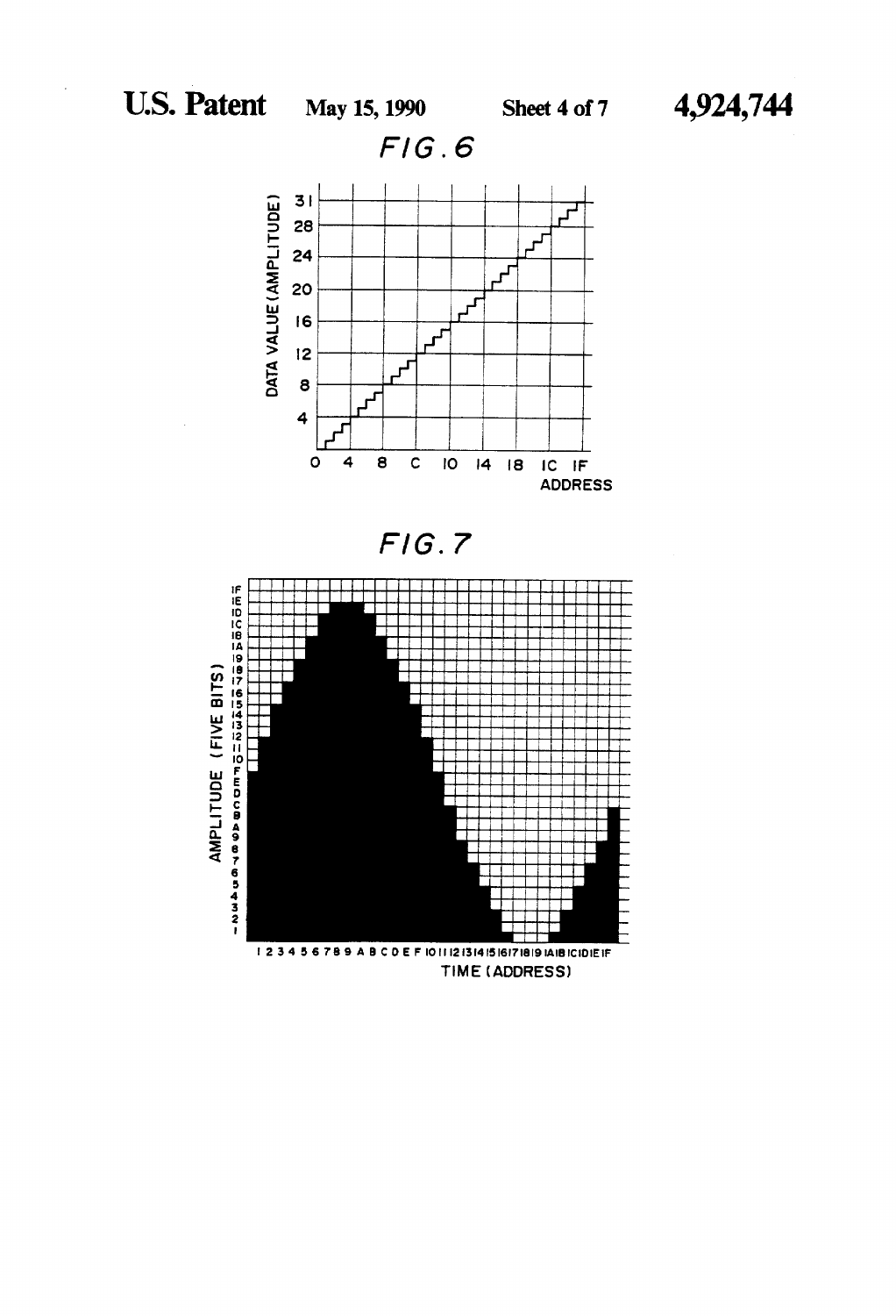FIG. 6

FIG. 7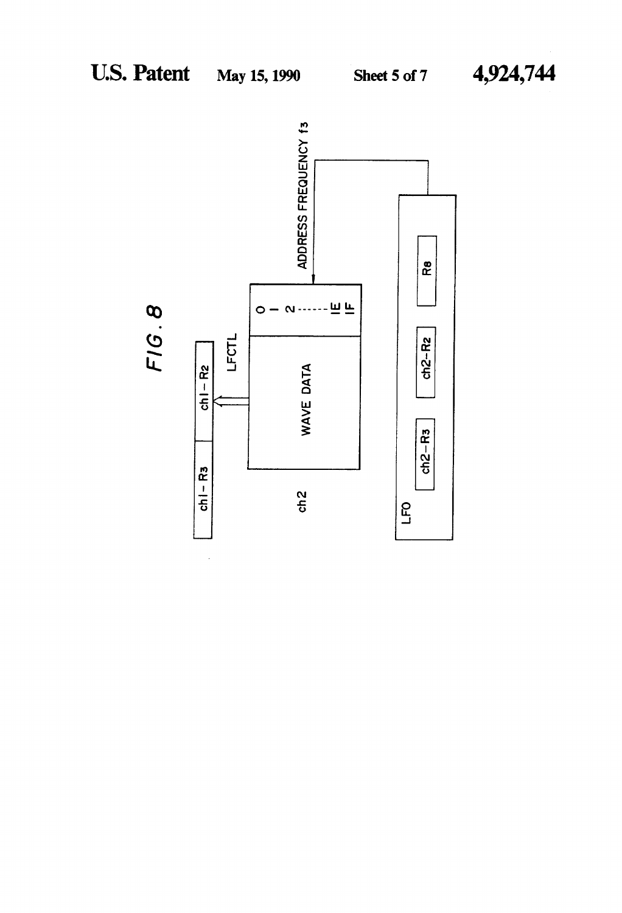FIG. 8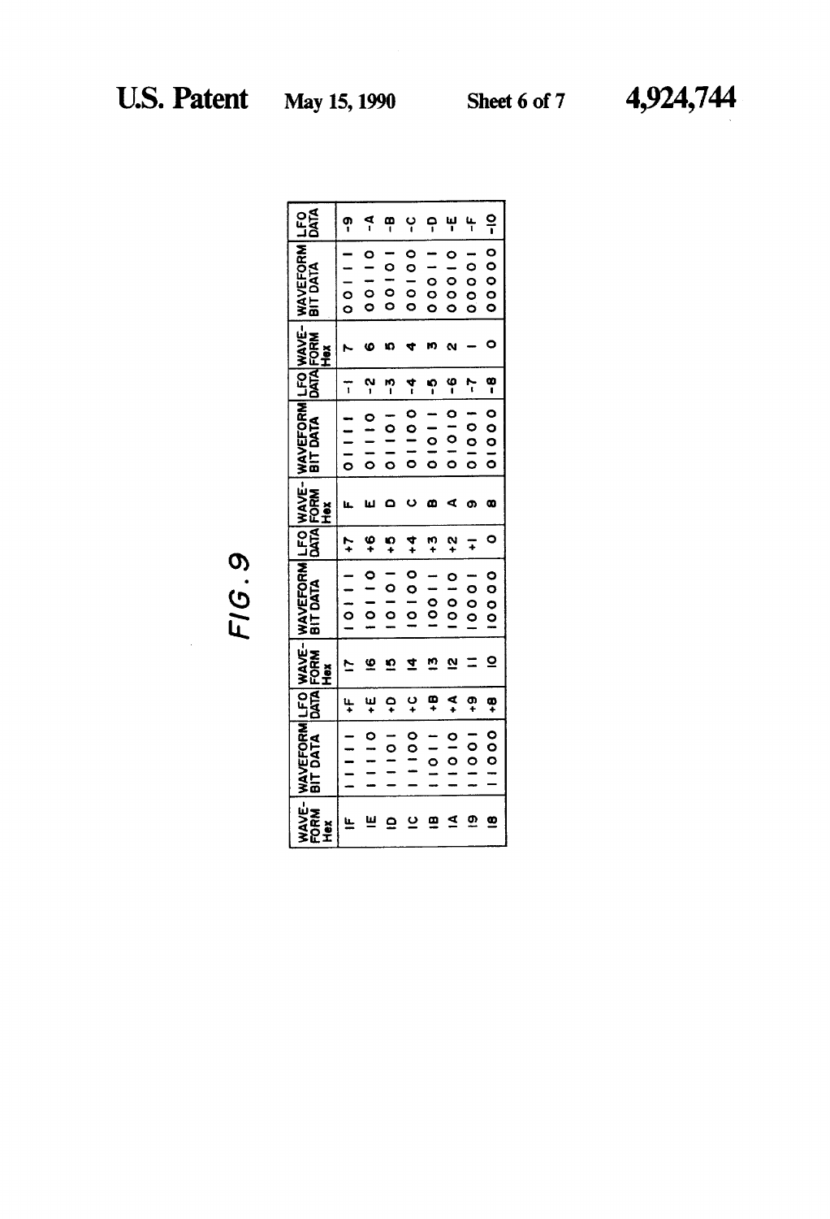FIG. 9

| WAVE-FORM Hex | WAVEFORM BIT DATA | LFO DATA | WAVE-FORM Hex | WAVEFORM BIT DATA | LFO DATA | WAVE-FORM Hex | WAVEFORM BIT DATA | LFO DATA | WAVE-FORM Hex | WAVEFORM BIT DATA | LFO DATA |
|---|---|---|---|---|---|---|---|---|---|---|---|
| 1F | 11111 | +F | 17 | 10111 | +7 | F | 01111 | -1 | 7 | 00111 | -9 |
| 1E | 11110 | +E | 16 | 10110 | +6 | E | 01110 | -2 | 6 | 00110 | -A |
| 1D | 11101 | +D | 15 | 10101 | +5 | D | 01101 | -3 | 5 | 00101 | -B |
| 1C | 11100 | +C | 14 | 10100 | +4 | C | 01100 | -4 | 4 | 00100 | -C |
| 1B | 11011 | +B | 13 | 10011 | +3 | B | 01011 | -5 | 3 | 00011 | -D |
| 1A | 11010 | +A | 12 | 10010 | +2 | A | 01010 | -6 | 2 | 00010 | -E |
| 19 | 11001 | +9 | 11 | 10001 | +1 | 9 | 01001 | -7 | 1 | 00001 | -F |
| 18 | 11000 | +8 | 10 | 10000 | 0 | 8 | 01000 | -8 | 0 | 00000 | -10 |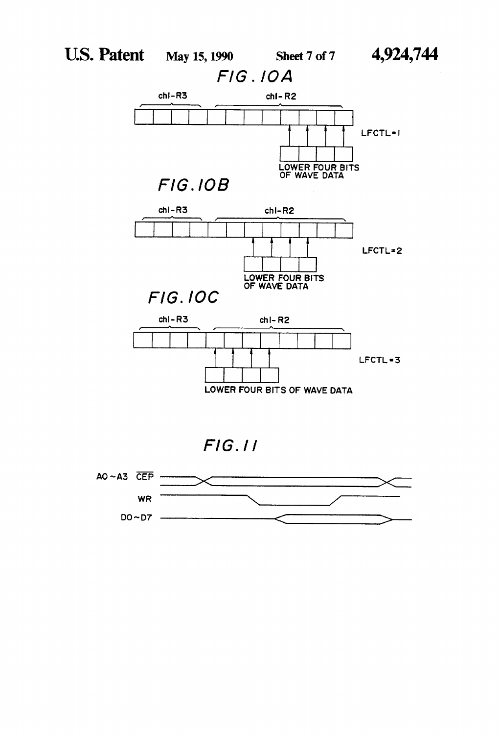FIG. 10A

chl-R3 chl-R2

LFCTL=1

LOWER FOUR BITS OF WAVE DATA

FIG. 10B

chl-R3 chl-R2

LFCTL=2

LOWER FOUR BITS OF WAVE DATA

FIG. 10C

chl-R3 chl-R2

LFCTL=3

LOWER FOUR BITS OF WAVE DATA

FIG. 11

A0~A3 $\overline{CEP}$

WR

D0~D7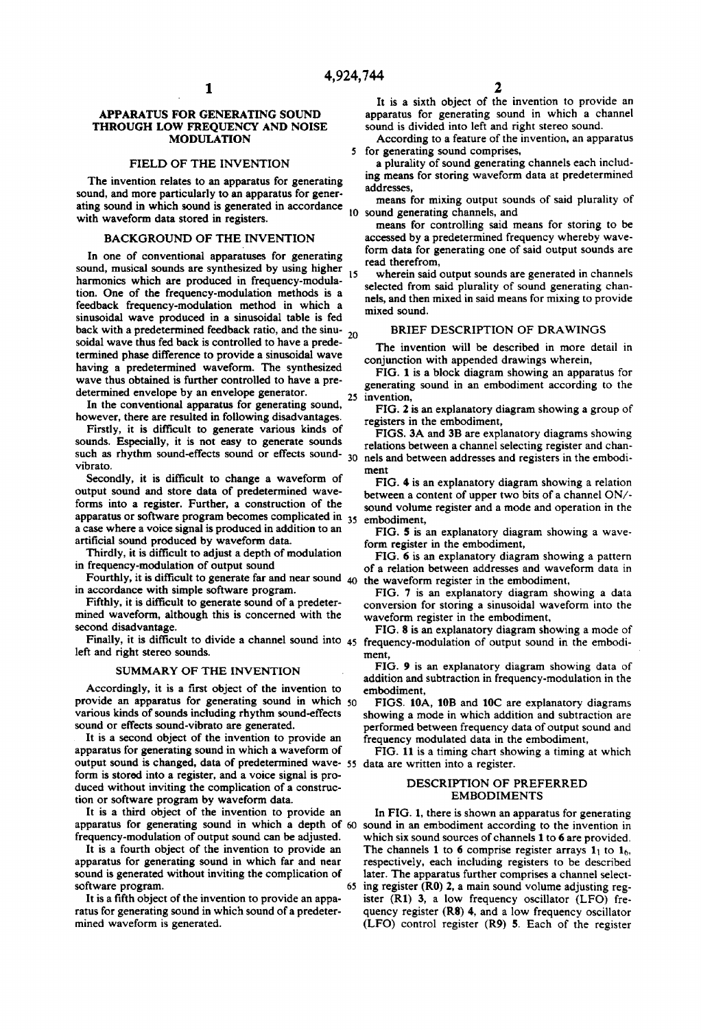## APPARATUS FOR GENERATING SOUND THROUGH LOW FREQUENCY AND NOISE MODULATION

### FIELD OF THE INVENTION

The invention relates to an apparatus for generating sound, and more particularly to an apparatus for generating sound in which sound is generated in accordance with waveform data stored in registers.

### BACKGROUND OF THE INVENTION

In one of conventional apparatuses for generating sound, musical sounds are synthesized by using higher harmonics which are produced in frequency-modulation. One of the frequency-modulation methods is a feedback frequency-modulation method in which a sinusoidal wave produced in a sinusoidal table is fed back with a predetermined feedback ratio, and the sinusoidal wave thus fed back is controlled to have a predetermined phase difference to provide a sinusoidal wave having a predetermined waveform. The synthesized wave thus obtained is further controlled to have a predetermined envelope by an envelope generator.

In the conventional apparatus for generating sound, however, there are resulted in following disadvantages.

Firstly, it is difficult to generate various kinds of sounds. Especially, it is not easy to generate sounds such as rhythm sound-effects sound or effects sound-vibrato.

Secondly, it is difficult to change a waveform of output sound and store data of predetermined waveforms into a register. Further, a construction of the apparatus or software program becomes complicated in a case where a voice signal is produced in addition to an artificial sound produced by waveform data.

Thirdly, it is difficult to adjust a depth of modulation in frequency-modulation of output sound

Fourthly, it is difficult to generate far and near sound in accordance with simple software program.

Fifthly, it is difficult to generate sound of a predetermined waveform, although this is concerned with the second disadvantage.

Finally, it is difficult to divide a channel sound into left and right stereo sounds.

### SUMMARY OF THE INVENTION

Accordingly, it is a first object of the invention to provide an apparatus for generating sound in which various kinds of sounds including rhythm sound-effects sound or effects sound-vibrato are generated.

It is a second object of the invention to provide an apparatus for generating sound in which a waveform of output sound is changed, data of predetermined waveform is stored into a register, and a voice signal is produced without inviting the complication of a construction or software program by waveform data.

It is a third object of the invention to provide an apparatus for generating sound in which a depth of frequency-modulation of output sound can be adjusted.

It is a fourth object of the invention to provide an apparatus for generating sound in which far and near sound is generated without inviting the complication of software program.

It is a fifth object of the invention to provide an apparatus for generating sound in which sound of a predetermined waveform is generated.

It is a sixth object of the invention to provide an apparatus for generating sound in which a channel sound is divided into left and right stereo sound.

According to a feature of the invention, an apparatus for generating sound comprises,

a plurality of sound generating channels each including means for storing waveform data at predetermined addresses,

means for mixing output sounds of said plurality of sound generating channels, and

means for controlling said means for storing to be accessed by a predetermined frequency whereby waveform data for generating one of said output sounds are read therefrom,

wherein said output sounds are generated in channels selected from said plurality of sound generating channels, and then mixed in said means for mixing to provide mixed sound.

### BRIEF DESCRIPTION OF DRAWINGS

The invention will be described in more detail in conjunction with appended drawings wherein,

FIG. 1 is a block diagram showing an apparatus for generating sound in an embodiment according to the invention,

FIG. 2 is an explanatory diagram showing a group of registers in the embodiment,

FIGS. 3A and 3B are explanatory diagrams showing relations between a channel selecting register and channels and between addresses and registers in the embodiment

FIG. 4 is an explanatory diagram showing a relation between a content of upper two bits of a channel ON/-sound volume register and a mode and operation in the embodiment,

FIG. 5 is an explanatory diagram showing a waveform register in the embodiment,

FIG. 6 is an explanatory diagram showing a pattern of a relation between addresses and waveform data in the waveform register in the embodiment,

FIG. 7 is an explanatory diagram showing a data conversion for storing a sinusoidal waveform into the waveform register in the embodiment,

FIG. 8 is an explanatory diagram showing a mode of frequency-modulation of output sound in the embodiment,

FIG. 9 is an explanatory diagram showing data of addition and subtraction in frequency-modulation in the embodiment,

FIGS. 10A, 10B and 10C are explanatory diagrams showing a mode in which addition and subtraction are performed between frequency data of output sound and frequency modulated data in the embodiment,

FIG. 11 is a timing chart showing a timing at which data are written into a register.

### DESCRIPTION OF PREFERRED EMBODIMENTS

In FIG. 1, there is shown an apparatus for generating sound in an embodiment according to the invention in which six sound sources of channels **1** to **6** are provided. The channels **1** to **6** comprise register arrays $1_1$ to $1_6$, respectively, each including registers to be described later. The apparatus further comprises a channel selecting register (**R0**) **2**, a main sound volume adjusting register (**R1**) **3**, a low frequency oscillator (LFO) frequency register (**R8**) **4**, and a low frequency oscillator (LFO) control register (**R9**) **5**. Each of the register